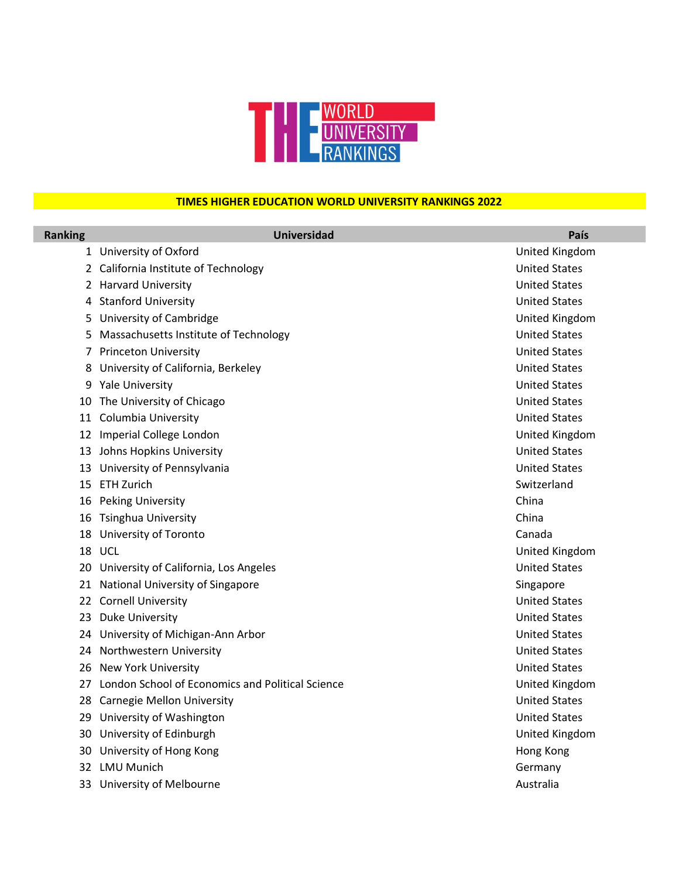THE WORLD UNIVERSITY RANKINGS

## TIMES HIGHER EDUCATION WORLD UNIVERSITY RANKINGS 2022

| Ranking | Universidad | País |
|---|---|---|
| 1 | University of Oxford | United Kingdom |
| 2 | California Institute of Technology | United States |
| 2 | Harvard University | United States |
| 4 | Stanford University | United States |
| 5 | University of Cambridge | United Kingdom |
| 5 | Massachusetts Institute of Technology | United States |
| 7 | Princeton University | United States |
| 8 | University of California, Berkeley | United States |
| 9 | Yale University | United States |
| 10 | The University of Chicago | United States |
| 11 | Columbia University | United States |
| 12 | Imperial College London | United Kingdom |
| 13 | Johns Hopkins University | United States |
| 13 | University of Pennsylvania | United States |
| 15 | ETH Zurich | Switzerland |
| 16 | Peking University | China |
| 16 | Tsinghua University | China |
| 18 | University of Toronto | Canada |
| 18 | UCL | United Kingdom |
| 20 | University of California, Los Angeles | United States |
| 21 | National University of Singapore | Singapore |
| 22 | Cornell University | United States |
| 23 | Duke University | United States |
| 24 | University of Michigan-Ann Arbor | United States |
| 24 | Northwestern University | United States |
| 26 | New York University | United States |
| 27 | London School of Economics and Political Science | United Kingdom |
| 28 | Carnegie Mellon University | United States |
| 29 | University of Washington | United States |
| 30 | University of Edinburgh | United Kingdom |
| 30 | University of Hong Kong | Hong Kong |
| 32 | LMU Munich | Germany |
| 33 | University of Melbourne | Australia |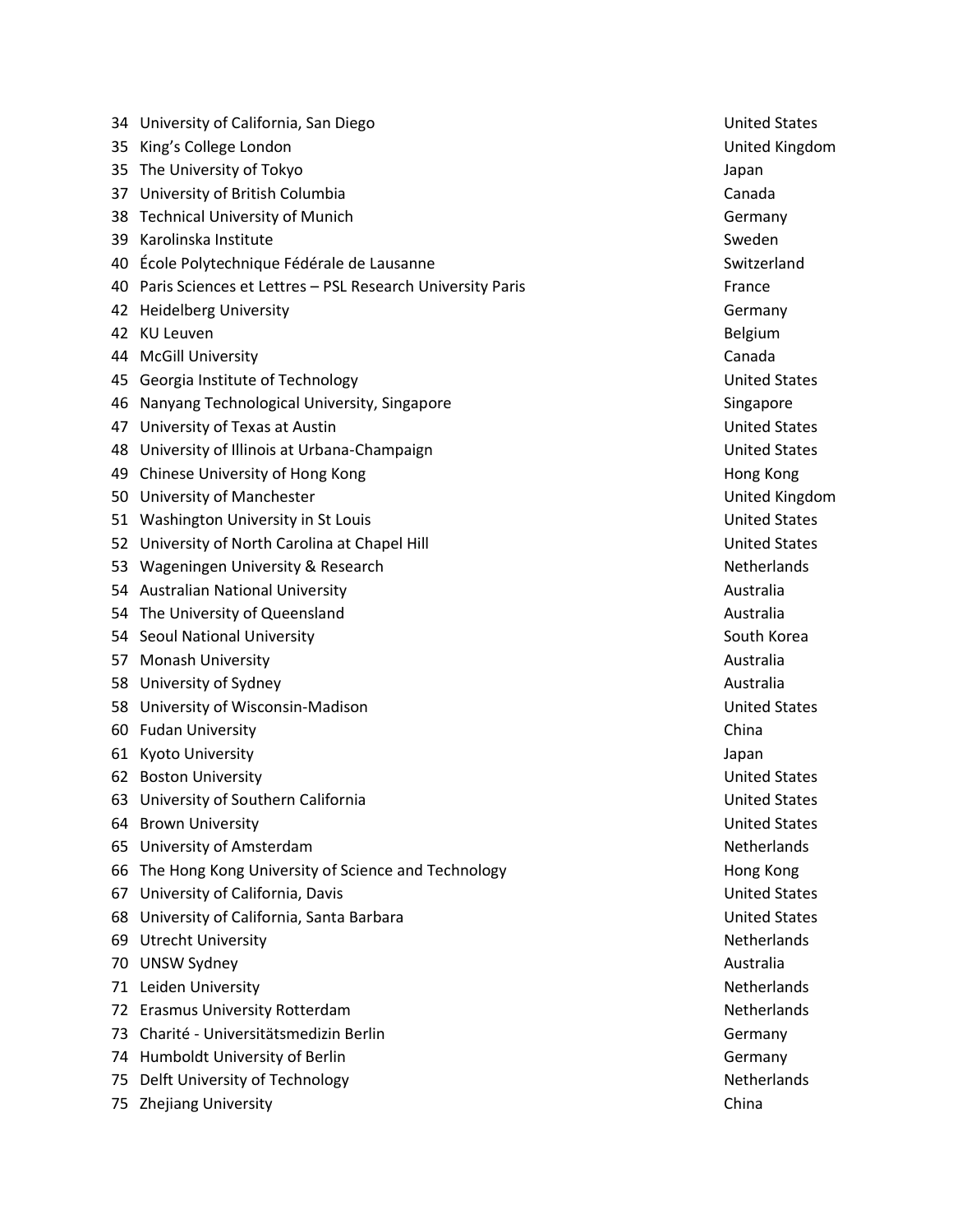| | | |
|---|---|---|
| 34 | University of California, San Diego | United States |
| 35 | King’s College London | United Kingdom |
| 35 | The University of Tokyo | Japan |
| 37 | University of British Columbia | Canada |
| 38 | Technical University of Munich | Germany |
| 39 | Karolinska Institute | Sweden |
| 40 | École Polytechnique Fédérale de Lausanne | Switzerland |
| 40 | Paris Sciences et Lettres – PSL Research University Paris | France |
| 42 | Heidelberg University | Germany |
| 42 | KU Leuven | Belgium |
| 44 | McGill University | Canada |
| 45 | Georgia Institute of Technology | United States |
| 46 | Nanyang Technological University, Singapore | Singapore |
| 47 | University of Texas at Austin | United States |
| 48 | University of Illinois at Urbana-Champaign | United States |
| 49 | Chinese University of Hong Kong | Hong Kong |
| 50 | University of Manchester | United Kingdom |
| 51 | Washington University in St Louis | United States |
| 52 | University of North Carolina at Chapel Hill | United States |
| 53 | Wageningen University & Research | Netherlands |
| 54 | Australian National University | Australia |
| 54 | The University of Queensland | Australia |
| 54 | Seoul National University | South Korea |
| 57 | Monash University | Australia |
| 58 | University of Sydney | Australia |
| 58 | University of Wisconsin-Madison | United States |
| 60 | Fudan University | China |
| 61 | Kyoto University | Japan |
| 62 | Boston University | United States |
| 63 | University of Southern California | United States |
| 64 | Brown University | United States |
| 65 | University of Amsterdam | Netherlands |
| 66 | The Hong Kong University of Science and Technology | Hong Kong |
| 67 | University of California, Davis | United States |
| 68 | University of California, Santa Barbara | United States |
| 69 | Utrecht University | Netherlands |
| 70 | UNSW Sydney | Australia |
| 71 | Leiden University | Netherlands |
| 72 | Erasmus University Rotterdam | Netherlands |
| 73 | Charité - Universitätsmedizin Berlin | Germany |
| 74 | Humboldt University of Berlin | Germany |
| 75 | Delft University of Technology | Netherlands |
| 75 | Zhejiang University | China |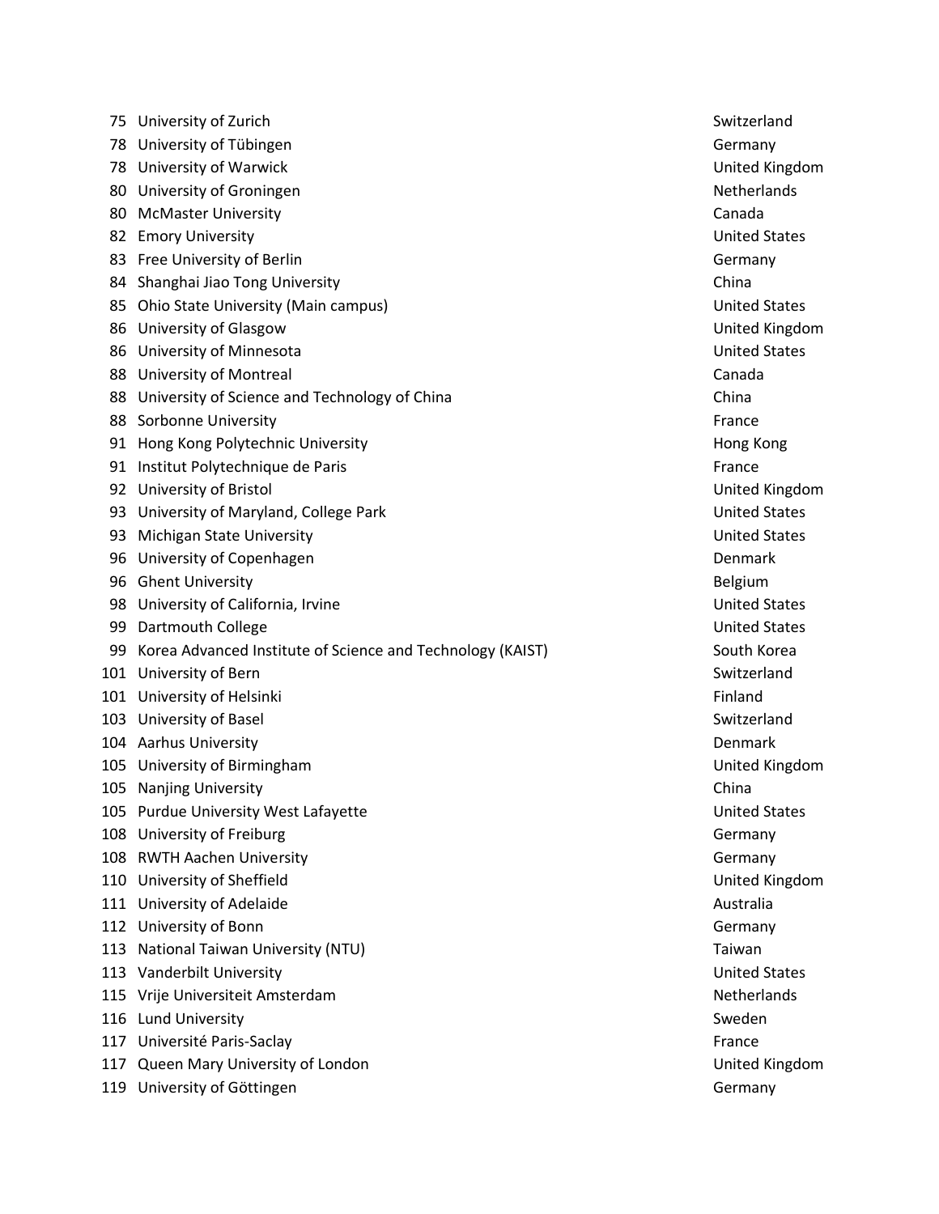| | | |
|---|---|---|
| 75 | University of Zurich | Switzerland |
| 78 | University of Tübingen | Germany |
| 78 | University of Warwick | United Kingdom |
| 80 | University of Groningen | Netherlands |
| 80 | McMaster University | Canada |
| 82 | Emory University | United States |
| 83 | Free University of Berlin | Germany |
| 84 | Shanghai Jiao Tong University | China |
| 85 | Ohio State University (Main campus) | United States |
| 86 | University of Glasgow | United Kingdom |
| 86 | University of Minnesota | United States |
| 88 | University of Montreal | Canada |
| 88 | University of Science and Technology of China | China |
| 88 | Sorbonne University | France |
| 91 | Hong Kong Polytechnic University | Hong Kong |
| 91 | Institut Polytechnique de Paris | France |
| 92 | University of Bristol | United Kingdom |
| 93 | University of Maryland, College Park | United States |
| 93 | Michigan State University | United States |
| 96 | University of Copenhagen | Denmark |
| 96 | Ghent University | Belgium |
| 98 | University of California, Irvine | United States |
| 99 | Dartmouth College | United States |
| 99 | Korea Advanced Institute of Science and Technology (KAIST) | South Korea |
| 101 | University of Bern | Switzerland |
| 101 | University of Helsinki | Finland |
| 103 | University of Basel | Switzerland |
| 104 | Aarhus University | Denmark |
| 105 | University of Birmingham | United Kingdom |
| 105 | Nanjing University | China |
| 105 | Purdue University West Lafayette | United States |
| 108 | University of Freiburg | Germany |
| 108 | RWTH Aachen University | Germany |
| 110 | University of Sheffield | United Kingdom |
| 111 | University of Adelaide | Australia |
| 112 | University of Bonn | Germany |
| 113 | National Taiwan University (NTU) | Taiwan |
| 113 | Vanderbilt University | United States |
| 115 | Vrije Universiteit Amsterdam | Netherlands |
| 116 | Lund University | Sweden |
| 117 | Université Paris-Saclay | France |
| 117 | Queen Mary University of London | United Kingdom |
| 119 | University of Göttingen | Germany |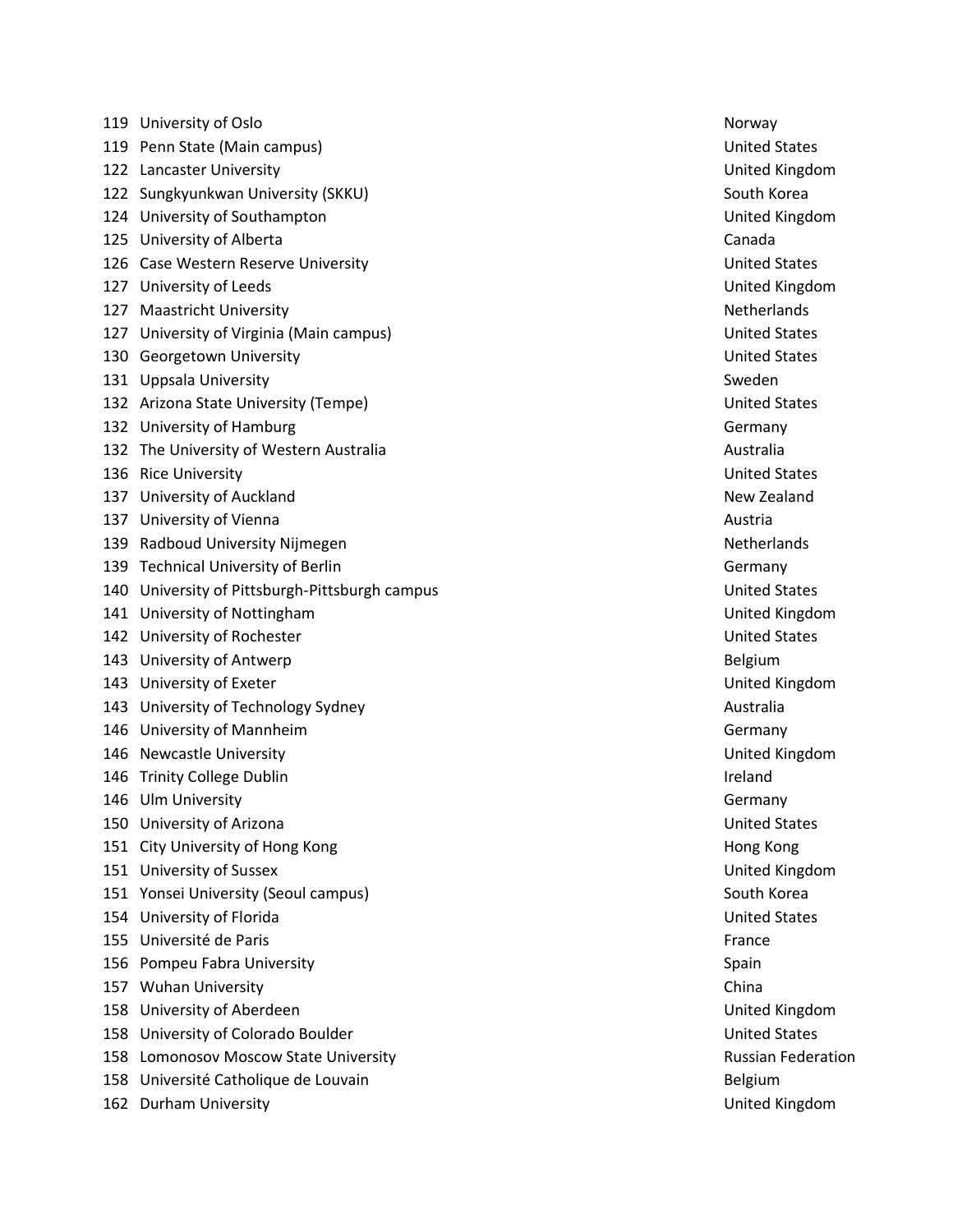| | | |
|---|---|---|
| 119 | University of Oslo | Norway |
| 119 | Penn State (Main campus) | United States |
| 122 | Lancaster University | United Kingdom |
| 122 | Sungkyunkwan University (SKKU) | South Korea |
| 124 | University of Southampton | United Kingdom |
| 125 | University of Alberta | Canada |
| 126 | Case Western Reserve University | United States |
| 127 | University of Leeds | United Kingdom |
| 127 | Maastricht University | Netherlands |
| 127 | University of Virginia (Main campus) | United States |
| 130 | Georgetown University | United States |
| 131 | Uppsala University | Sweden |
| 132 | Arizona State University (Tempe) | United States |
| 132 | University of Hamburg | Germany |
| 132 | The University of Western Australia | Australia |
| 136 | Rice University | United States |
| 137 | University of Auckland | New Zealand |
| 137 | University of Vienna | Austria |
| 139 | Radboud University Nijmegen | Netherlands |
| 139 | Technical University of Berlin | Germany |
| 140 | University of Pittsburgh-Pittsburgh campus | United States |
| 141 | University of Nottingham | United Kingdom |
| 142 | University of Rochester | United States |
| 143 | University of Antwerp | Belgium |
| 143 | University of Exeter | United Kingdom |
| 143 | University of Technology Sydney | Australia |
| 146 | University of Mannheim | Germany |
| 146 | Newcastle University | United Kingdom |
| 146 | Trinity College Dublin | Ireland |
| 146 | Ulm University | Germany |
| 150 | University of Arizona | United States |
| 151 | City University of Hong Kong | Hong Kong |
| 151 | University of Sussex | United Kingdom |
| 151 | Yonsei University (Seoul campus) | South Korea |
| 154 | University of Florida | United States |
| 155 | Université de Paris | France |
| 156 | Pompeu Fabra University | Spain |
| 157 | Wuhan University | China |
| 158 | University of Aberdeen | United Kingdom |
| 158 | University of Colorado Boulder | United States |
| 158 | Lomonosov Moscow State University | Russian Federation |
| 158 | Université Catholique de Louvain | Belgium |
| 162 | Durham University | United Kingdom |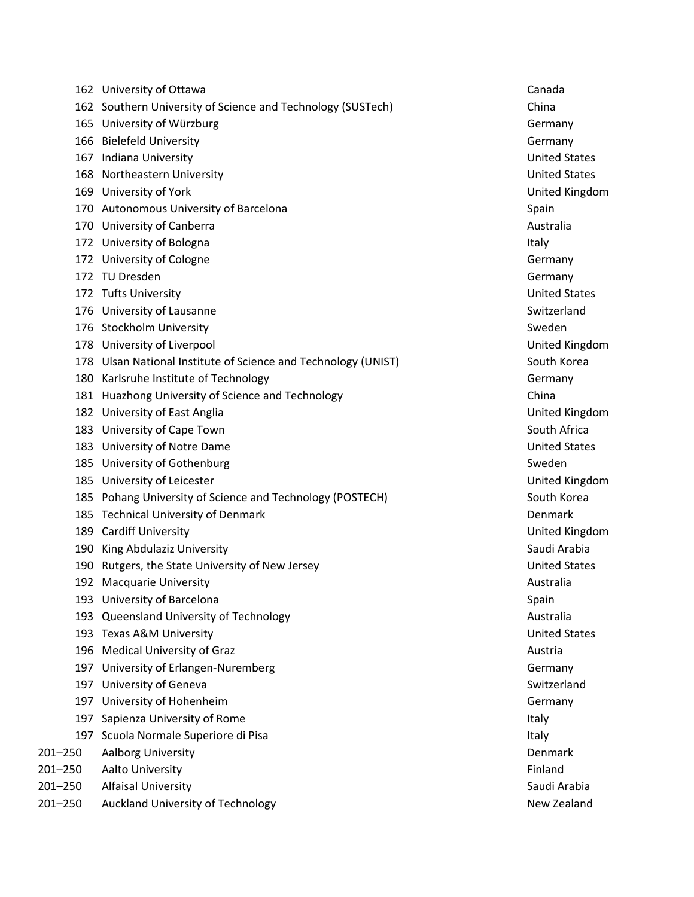| | | |
|---|---|---|
| 162 | University of Ottawa | Canada |
| 162 | Southern University of Science and Technology (SUSTech) | China |
| 165 | University of Würzburg | Germany |
| 166 | Bielefeld University | Germany |
| 167 | Indiana University | United States |
| 168 | Northeastern University | United States |
| 169 | University of York | United Kingdom |
| 170 | Autonomous University of Barcelona | Spain |
| 170 | University of Canberra | Australia |
| 172 | University of Bologna | Italy |
| 172 | University of Cologne | Germany |
| 172 | TU Dresden | Germany |
| 172 | Tufts University | United States |
| 176 | University of Lausanne | Switzerland |
| 176 | Stockholm University | Sweden |
| 178 | University of Liverpool | United Kingdom |
| 178 | Ulsan National Institute of Science and Technology (UNIST) | South Korea |
| 180 | Karlsruhe Institute of Technology | Germany |
| 181 | Huazhong University of Science and Technology | China |
| 182 | University of East Anglia | United Kingdom |
| 183 | University of Cape Town | South Africa |
| 183 | University of Notre Dame | United States |
| 185 | University of Gothenburg | Sweden |
| 185 | University of Leicester | United Kingdom |
| 185 | Pohang University of Science and Technology (POSTECH) | South Korea |
| 185 | Technical University of Denmark | Denmark |
| 189 | Cardiff University | United Kingdom |
| 190 | King Abdulaziz University | Saudi Arabia |
| 190 | Rutgers, the State University of New Jersey | United States |
| 192 | Macquarie University | Australia |
| 193 | University of Barcelona | Spain |
| 193 | Queensland University of Technology | Australia |
| 193 | Texas A&M University | United States |
| 196 | Medical University of Graz | Austria |
| 197 | University of Erlangen-Nuremberg | Germany |
| 197 | University of Geneva | Switzerland |
| 197 | University of Hohenheim | Germany |
| 197 | Sapienza University of Rome | Italy |
| 197 | Scuola Normale Superiore di Pisa | Italy |
| 201–250 | Aalborg University | Denmark |
| 201–250 | Aalto University | Finland |
| 201–250 | Alfaisal University | Saudi Arabia |
| 201–250 | Auckland University of Technology | New Zealand |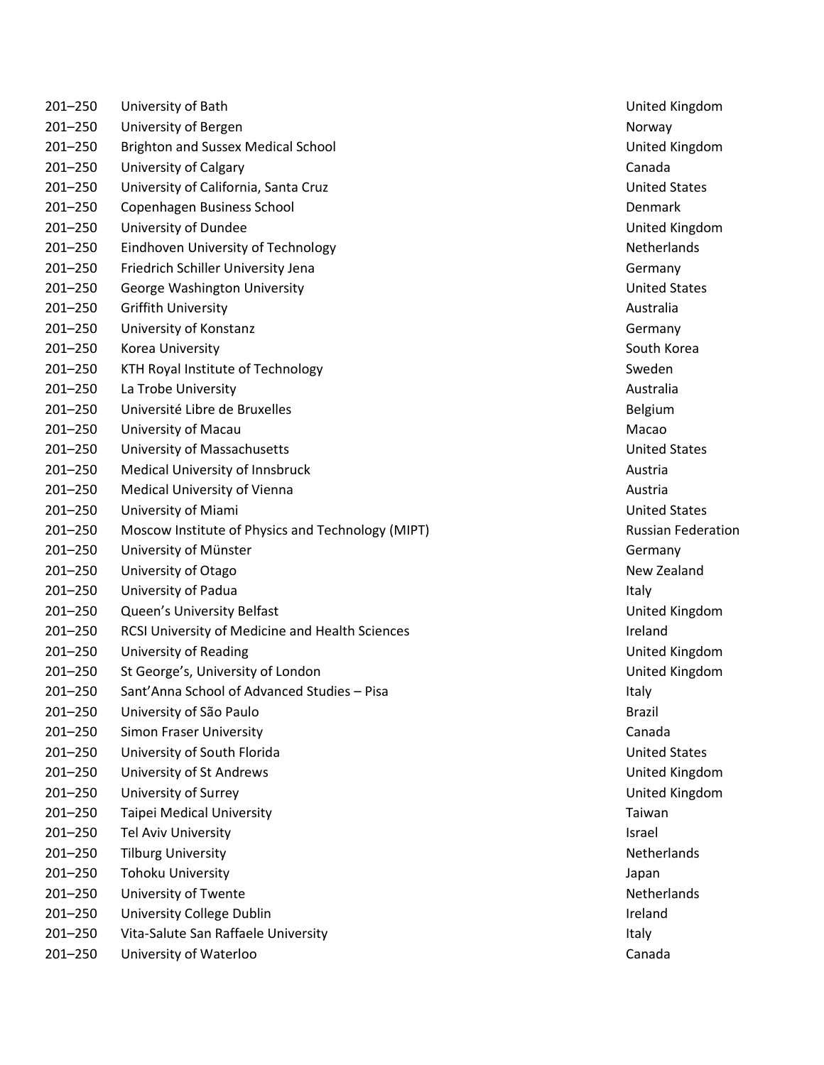| | | |
|---|---|---|
| 201–250 | University of Bath | United Kingdom |
| 201–250 | University of Bergen | Norway |
| 201–250 | Brighton and Sussex Medical School | United Kingdom |
| 201–250 | University of Calgary | Canada |
| 201–250 | University of California, Santa Cruz | United States |
| 201–250 | Copenhagen Business School | Denmark |
| 201–250 | University of Dundee | United Kingdom |
| 201–250 | Eindhoven University of Technology | Netherlands |
| 201–250 | Friedrich Schiller University Jena | Germany |
| 201–250 | George Washington University | United States |
| 201–250 | Griffith University | Australia |
| 201–250 | University of Konstanz | Germany |
| 201–250 | Korea University | South Korea |
| 201–250 | KTH Royal Institute of Technology | Sweden |
| 201–250 | La Trobe University | Australia |
| 201–250 | Université Libre de Bruxelles | Belgium |
| 201–250 | University of Macau | Macao |
| 201–250 | University of Massachusetts | United States |
| 201–250 | Medical University of Innsbruck | Austria |
| 201–250 | Medical University of Vienna | Austria |
| 201–250 | University of Miami | United States |
| 201–250 | Moscow Institute of Physics and Technology (MIPT) | Russian Federation |
| 201–250 | University of Münster | Germany |
| 201–250 | University of Otago | New Zealand |
| 201–250 | University of Padua | Italy |
| 201–250 | Queen's University Belfast | United Kingdom |
| 201–250 | RCSI University of Medicine and Health Sciences | Ireland |
| 201–250 | University of Reading | United Kingdom |
| 201–250 | St George's, University of London | United Kingdom |
| 201–250 | Sant'Anna School of Advanced Studies – Pisa | Italy |
| 201–250 | University of São Paulo | Brazil |
| 201–250 | Simon Fraser University | Canada |
| 201–250 | University of South Florida | United States |
| 201–250 | University of St Andrews | United Kingdom |
| 201–250 | University of Surrey | United Kingdom |
| 201–250 | Taipei Medical University | Taiwan |
| 201–250 | Tel Aviv University | Israel |
| 201–250 | Tilburg University | Netherlands |
| 201–250 | Tohoku University | Japan |
| 201–250 | University of Twente | Netherlands |
| 201–250 | University College Dublin | Ireland |
| 201–250 | Vita-Salute San Raffaele University | Italy |
| 201–250 | University of Waterloo | Canada |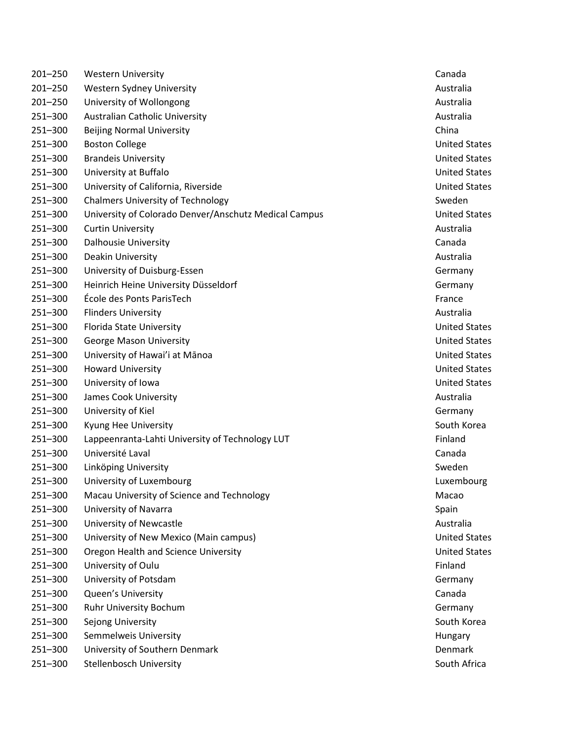| | | |
|---|---|---|
| 201–250 | Western University | Canada |
| 201–250 | Western Sydney University | Australia |
| 201–250 | University of Wollongong | Australia |
| 251–300 | Australian Catholic University | Australia |
| 251–300 | Beijing Normal University | China |
| 251–300 | Boston College | United States |
| 251–300 | Brandeis University | United States |
| 251–300 | University at Buffalo | United States |
| 251–300 | University of California, Riverside | United States |
| 251–300 | Chalmers University of Technology | Sweden |
| 251–300 | University of Colorado Denver/Anschutz Medical Campus | United States |
| 251–300 | Curtin University | Australia |
| 251–300 | Dalhousie University | Canada |
| 251–300 | Deakin University | Australia |
| 251–300 | University of Duisburg-Essen | Germany |
| 251–300 | Heinrich Heine University Düsseldorf | Germany |
| 251–300 | École des Ponts ParisTech | France |
| 251–300 | Flinders University | Australia |
| 251–300 | Florida State University | United States |
| 251–300 | George Mason University | United States |
| 251–300 | University of Hawai'i at Mānoa | United States |
| 251–300 | Howard University | United States |
| 251–300 | University of Iowa | United States |
| 251–300 | James Cook University | Australia |
| 251–300 | University of Kiel | Germany |
| 251–300 | Kyung Hee University | South Korea |
| 251–300 | Lappeenranta-Lahti University of Technology LUT | Finland |
| 251–300 | Université Laval | Canada |
| 251–300 | Linköping University | Sweden |
| 251–300 | University of Luxembourg | Luxembourg |
| 251–300 | Macau University of Science and Technology | Macao |
| 251–300 | University of Navarra | Spain |
| 251–300 | University of Newcastle | Australia |
| 251–300 | University of New Mexico (Main campus) | United States |
| 251–300 | Oregon Health and Science University | United States |
| 251–300 | University of Oulu | Finland |
| 251–300 | University of Potsdam | Germany |
| 251–300 | Queen's University | Canada |
| 251–300 | Ruhr University Bochum | Germany |
| 251–300 | Sejong University | South Korea |
| 251–300 | Semmelweis University | Hungary |
| 251–300 | University of Southern Denmark | Denmark |
| 251–300 | Stellenbosch University | South Africa |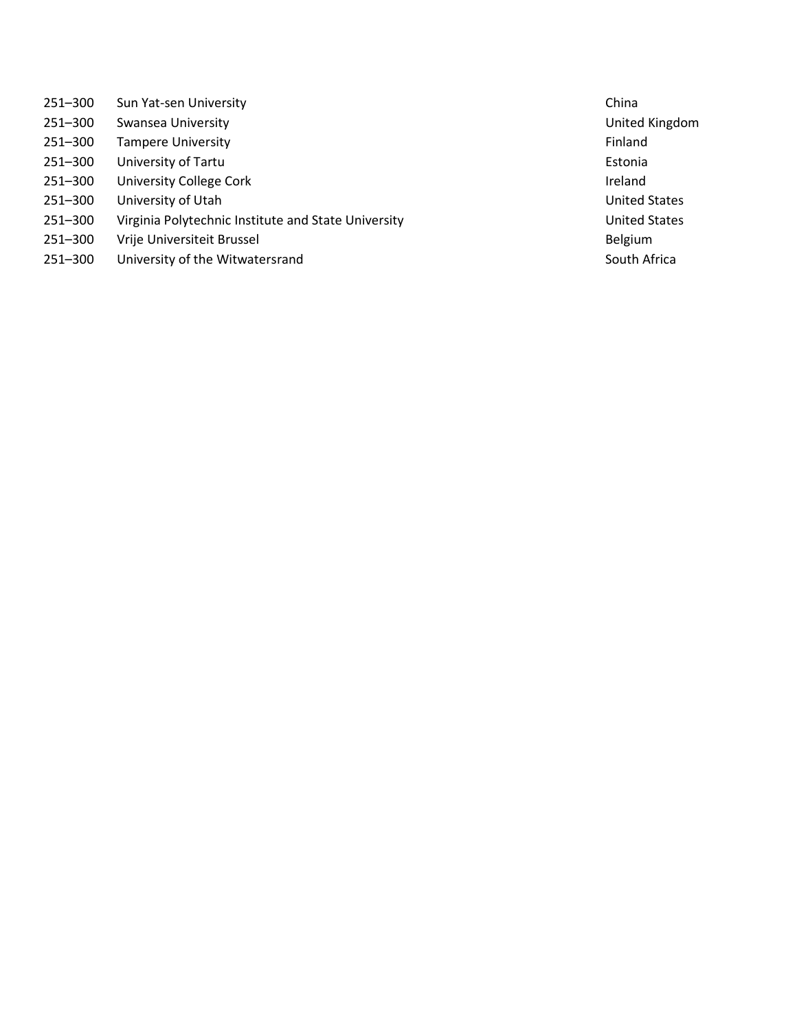| | | |
|---|---|---|
| 251–300 | Sun Yat-sen University | China |
| 251–300 | Swansea University | United Kingdom |
| 251–300 | Tampere University | Finland |
| 251–300 | University of Tartu | Estonia |
| 251–300 | University College Cork | Ireland |
| 251–300 | University of Utah | United States |
| 251–300 | Virginia Polytechnic Institute and State University | United States |
| 251–300 | Vrije Universiteit Brussel | Belgium |
| 251–300 | University of the Witwatersrand | South Africa |